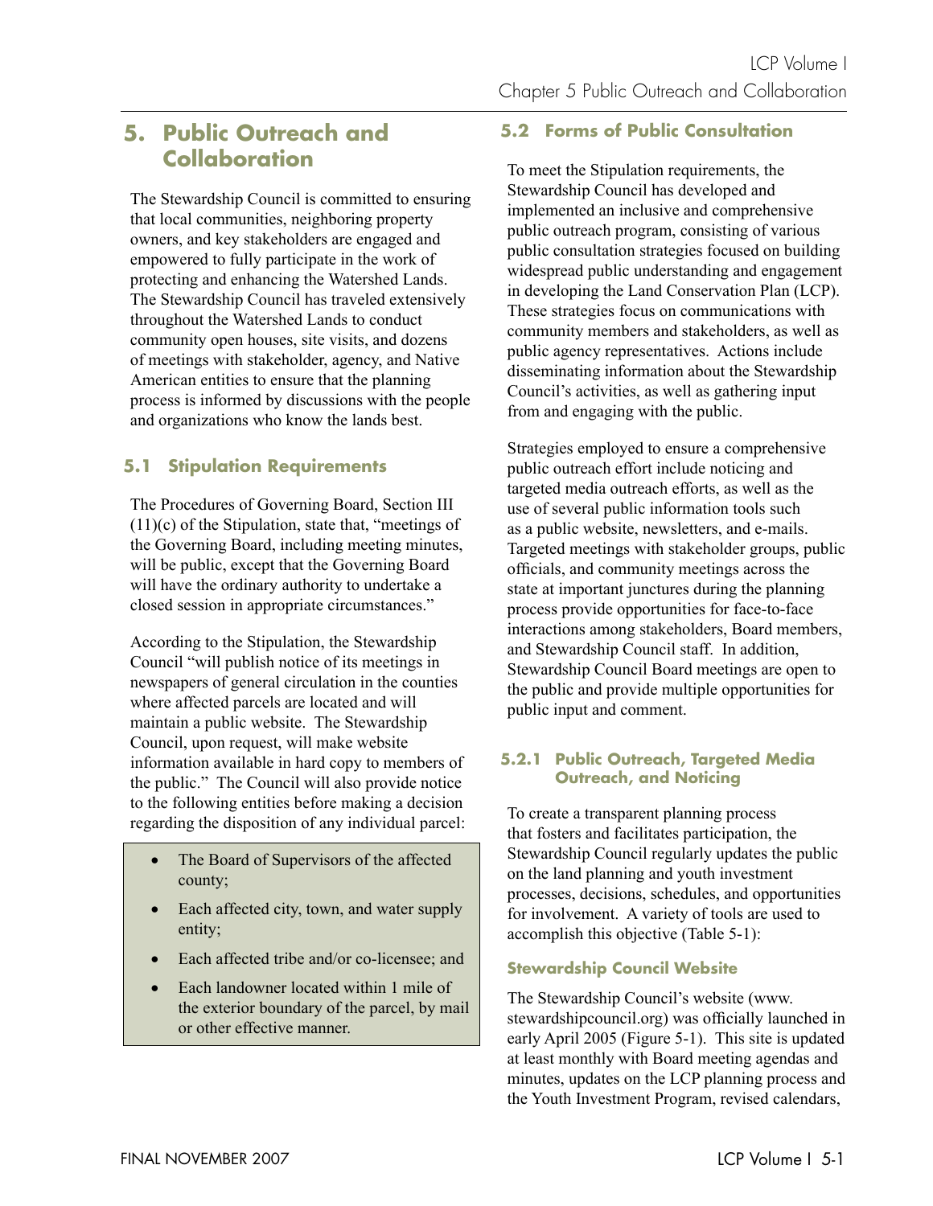# 5. Public Outreach and Collaboration

The Stewardship Council is committed to ensuring that local communities, neighboring property owners, and key stakeholders are engaged and empowered to fully participate in the work of protecting and enhancing the Watershed Lands. The Stewardship Council has traveled extensively throughout the Watershed Lands to conduct community open houses, site visits, and dozens of meetings with stakeholder, agency, and Native American entities to ensure that the planning process is informed by discussions with the people and organizations who know the lands best.

## 5.1 Stipulation Requirements

The Procedures of Governing Board, Section III (11)(c) of the Stipulation, state that, "meetings of the Governing Board, including meeting minutes, will be public, except that the Governing Board will have the ordinary authority to undertake a closed session in appropriate circumstances."

According to the Stipulation, the Stewardship Council "will publish notice of its meetings in newspapers of general circulation in the counties where affected parcels are located and will maintain a public website. The Stewardship Council, upon request, will make website information available in hard copy to members of the public." The Council will also provide notice to the following entities before making a decision regarding the disposition of any individual parcel:

- The Board of Supervisors of the affected county;
- Each affected city, town, and water supply entity;
- Each affected tribe and/or co-licensee; and
- Each landowner located within 1 mile of the exterior boundary of the parcel, by mail or other effective manner.

## 5.2 Forms of Public Consultation

To meet the Stipulation requirements, the Stewardship Council has developed and implemented an inclusive and comprehensive public outreach program, consisting of various public consultation strategies focused on building widespread public understanding and engagement in developing the Land Conservation Plan (LCP). These strategies focus on communications with community members and stakeholders, as well as public agency representatives. Actions include disseminating information about the Stewardship Council's activities, as well as gathering input from and engaging with the public.

Strategies employed to ensure a comprehensive public outreach effort include noticing and targeted media outreach efforts, as well as the use of several public information tools such as a public website, newsletters, and e-mails. Targeted meetings with stakeholder groups, public officials, and community meetings across the state at important junctures during the planning process provide opportunities for face-to-face interactions among stakeholders, Board members, and Stewardship Council staff. In addition, Stewardship Council Board meetings are open to the public and provide multiple opportunities for public input and comment.

### 5.2.1 Public Outreach, Targeted Media Outreach, and Noticing

To create a transparent planning process that fosters and facilitates participation, the Stewardship Council regularly updates the public on the land planning and youth investment processes, decisions, schedules, and opportunities for involvement. A variety of tools are used to accomplish this objective (Table 5-1):

#### Stewardship Council Website

The Stewardship Council's website (www.stewardshipcouncil.org) was officially launched in early April 2005 (Figure 5-1). This site is updated at least monthly with Board meeting agendas and minutes, updates on the LCP planning process and the Youth Investment Program, revised calendars,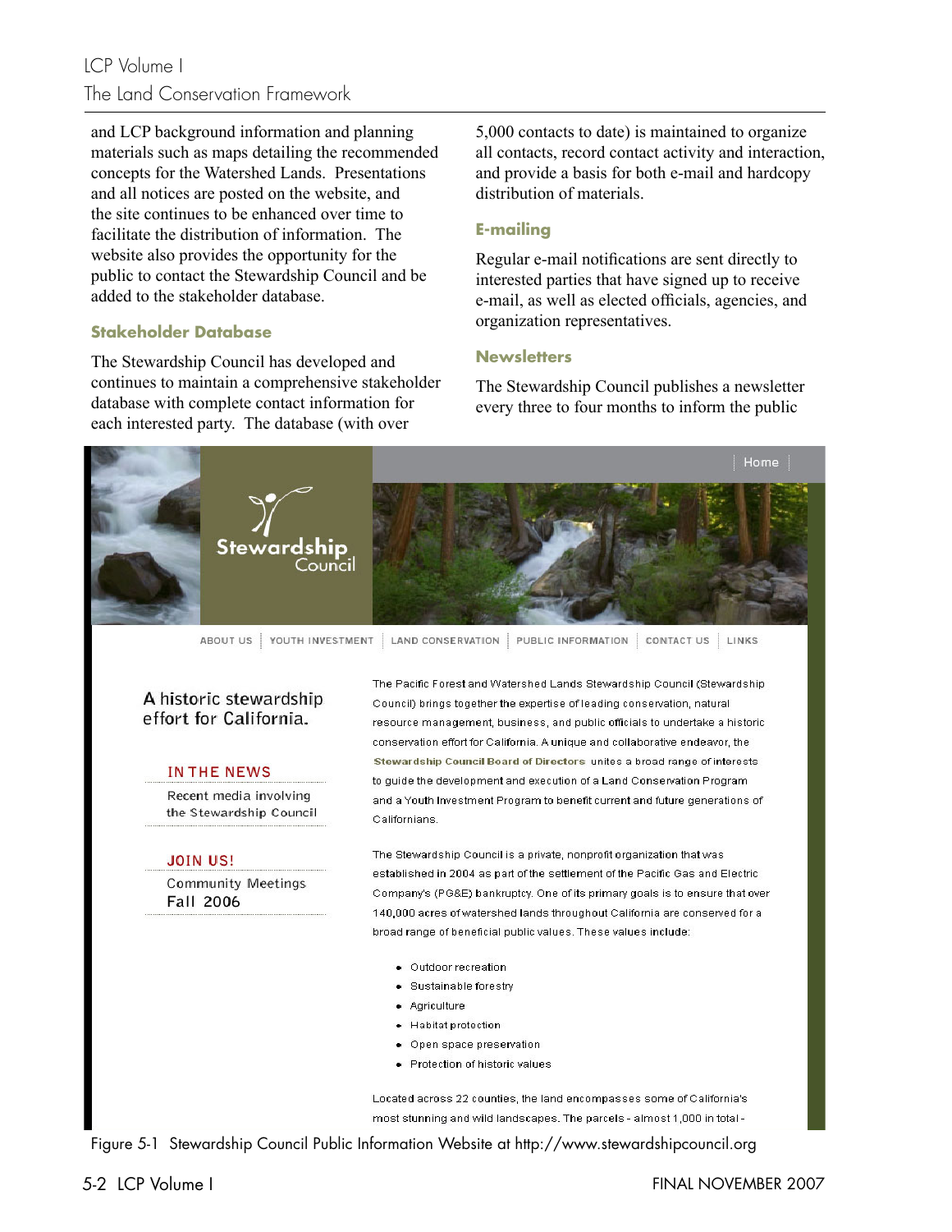and LCP background information and planning materials such as maps detailing the recommended concepts for the Watershed Lands. Presentations and all notices are posted on the website, and the site continues to be enhanced over time to facilitate the distribution of information. The website also provides the opportunity for the public to contact the Stewardship Council and be added to the stakeholder database.

### Stakeholder Database

The Stewardship Council has developed and continues to maintain a comprehensive stakeholder database with complete contact information for each interested party. The database (with over 5,000 contacts to date) is maintained to organize all contacts, record contact activity and interaction, and provide a basis for both e-mail and hardcopy distribution of materials.

### E-mailing

Regular e-mail notifications are sent directly to interested parties that have signed up to receive e-mail, as well as elected officials, agencies, and organization representatives.

### Newsletters

The Stewardship Council publishes a newsletter every three to four months to inform the public

Figure 5-1 Stewardship Council Public Information Website at http://www.stewardshipcouncil.org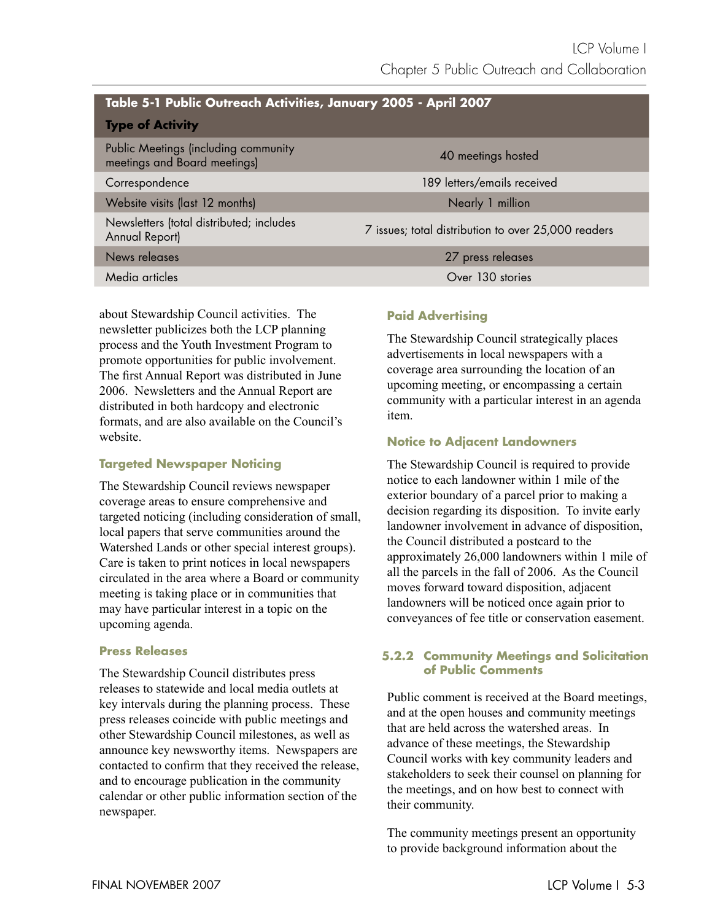**Table 5-1 Public Outreach Activities, January 2005 - April 2007**

| Type of Activity | |
|---|---|
| Public Meetings (including community meetings and Board meetings) | 40 meetings hosted |
| Correspondence | 189 letters/emails received |
| Website visits (last 12 months) | Nearly 1 million |
| Newsletters (total distributed; includes Annual Report) | 7 issues; total distribution to over 25,000 readers |
| News releases | 27 press releases |
| Media articles | Over 130 stories |

about Stewardship Council activities. The newsletter publicizes both the LCP planning process and the Youth Investment Program to promote opportunities for public involvement. The first Annual Report was distributed in June 2006. Newsletters and the Annual Report are distributed in both hardcopy and electronic formats, and are also available on the Council's website.

#### Targeted Newspaper Noticing

The Stewardship Council reviews newspaper coverage areas to ensure comprehensive and targeted noticing (including consideration of small, local papers that serve communities around the Watershed Lands or other special interest groups). Care is taken to print notices in local newspapers circulated in the area where a Board or community meeting is taking place or in communities that may have particular interest in a topic on the upcoming agenda.

#### Press Releases

The Stewardship Council distributes press releases to statewide and local media outlets at key intervals during the planning process. These press releases coincide with public meetings and other Stewardship Council milestones, as well as announce key newsworthy items. Newspapers are contacted to confirm that they received the release, and to encourage publication in the community calendar or other public information section of the newspaper.

#### Paid Advertising

The Stewardship Council strategically places advertisements in local newspapers with a coverage area surrounding the location of an upcoming meeting, or encompassing a certain community with a particular interest in an agenda item.

#### Notice to Adjacent Landowners

The Stewardship Council is required to provide notice to each landowner within 1 mile of the exterior boundary of a parcel prior to making a decision regarding its disposition. To invite early landowner involvement in advance of disposition, the Council distributed a postcard to the approximately 26,000 landowners within 1 mile of all the parcels in the fall of 2006. As the Council moves forward toward disposition, adjacent landowners will be noticed once again prior to conveyances of fee title or conservation easement.

### 5.2.2 Community Meetings and Solicitation of Public Comments

Public comment is received at the Board meetings, and at the open houses and community meetings that are held across the watershed areas. In advance of these meetings, the Stewardship Council works with key community leaders and stakeholders to seek their counsel on planning for the meetings, and on how best to connect with their community.

The community meetings present an opportunity to provide background information about the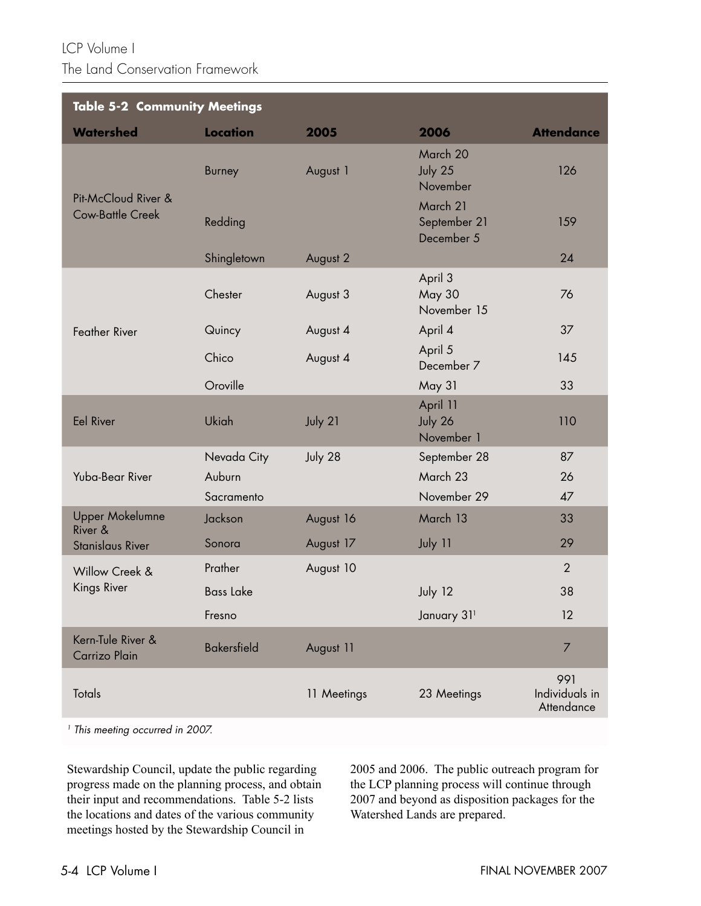**Table 5-2 Community Meetings**

| Watershed | Location | 2005 | 2006 | Attendance |
|---|---|---|---|---|
| Pit-McCloud River & Cow-Battle Creek | Burney | August 1 | March 20<br>July 25<br>November | 126 |
| | Redding | | March 21<br>September 21<br>December 5 | 159 |
| | Shingletown | August 2 | | 24 |
| Feather River | Chester | August 3 | April 3<br>May 30<br>November 15 | 76 |
| | Quincy | August 4 | April 4 | 37 |
| | Chico | August 4 | April 5<br>December 7 | 145 |
| | Oroville | | May 31 | 33 |
| Eel River | Ukiah | July 21 | April 11<br>July 26<br>November 1 | 110 |
| Yuba-Bear River | Nevada City | July 28 | September 28 | 87 |
| | Auburn | | March 23 | 26 |
| | Sacramento | | November 29 | 47 |
| Upper Mokelumne River & Stanislaus River | Jackson | August 16 | March 13 | 33 |
| | Sonora | August 17 | July 11 | 29 |
| Willow Creek & Kings River | Prather | August 10 | | 2 |
| | Bass Lake | | July 12 | 38 |
| | Fresno | | January 31[1] | 12 |
| Kern-Tule River & Carrizo Plain | Bakersfield | August 11 | | 7 |
| Totals | | 11 Meetings | 23 Meetings | 991 Individuals in Attendance |

[1] *This meeting occurred in 2007.*

Stewardship Council, update the public regarding progress made on the planning process, and obtain their input and recommendations. Table 5-2 lists the locations and dates of the various community meetings hosted by the Stewardship Council in 2005 and 2006. The public outreach program for the LCP planning process will continue through 2007 and beyond as disposition packages for the Watershed Lands are prepared.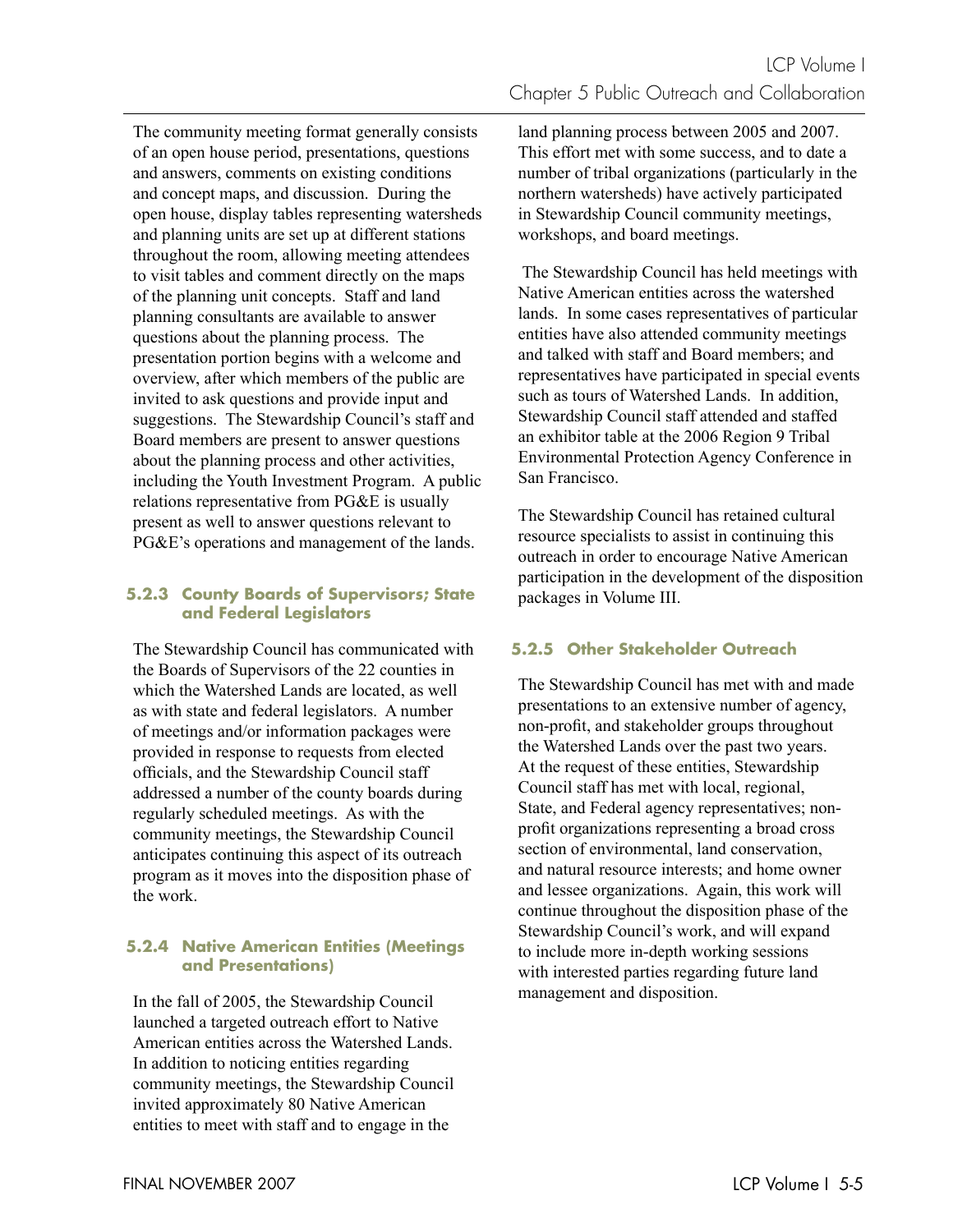The community meeting format generally consists of an open house period, presentations, questions and answers, comments on existing conditions and concept maps, and discussion. During the open house, display tables representing watersheds and planning units are set up at different stations throughout the room, allowing meeting attendees to visit tables and comment directly on the maps of the planning unit concepts. Staff and land planning consultants are available to answer questions about the planning process. The presentation portion begins with a welcome and overview, after which members of the public are invited to ask questions and provide input and suggestions. The Stewardship Council's staff and Board members are present to answer questions about the planning process and other activities, including the Youth Investment Program. A public relations representative from PG&E is usually present as well to answer questions relevant to PG&E's operations and management of the lands.

### 5.2.3 County Boards of Supervisors; State and Federal Legislators

The Stewardship Council has communicated with the Boards of Supervisors of the 22 counties in which the Watershed Lands are located, as well as with state and federal legislators. A number of meetings and/or information packages were provided in response to requests from elected officials, and the Stewardship Council staff addressed a number of the county boards during regularly scheduled meetings. As with the community meetings, the Stewardship Council anticipates continuing this aspect of its outreach program as it moves into the disposition phase of the work.

### 5.2.4 Native American Entities (Meetings and Presentations)

In the fall of 2005, the Stewardship Council launched a targeted outreach effort to Native American entities across the Watershed Lands. In addition to noticing entities regarding community meetings, the Stewardship Council invited approximately 80 Native American entities to meet with staff and to engage in the land planning process between 2005 and 2007. This effort met with some success, and to date a number of tribal organizations (particularly in the northern watersheds) have actively participated in Stewardship Council community meetings, workshops, and board meetings.

The Stewardship Council has held meetings with Native American entities across the watershed lands. In some cases representatives of particular entities have also attended community meetings and talked with staff and Board members; and representatives have participated in special events such as tours of Watershed Lands. In addition, Stewardship Council staff attended and staffed an exhibitor table at the 2006 Region 9 Tribal Environmental Protection Agency Conference in San Francisco.

The Stewardship Council has retained cultural resource specialists to assist in continuing this outreach in order to encourage Native American participation in the development of the disposition packages in Volume III.

### 5.2.5 Other Stakeholder Outreach

The Stewardship Council has met with and made presentations to an extensive number of agency, non-profit, and stakeholder groups throughout the Watershed Lands over the past two years. At the request of these entities, Stewardship Council staff has met with local, regional, State, and Federal agency representatives; non-profit organizations representing a broad cross section of environmental, land conservation, and natural resource interests; and home owner and lessee organizations. Again, this work will continue throughout the disposition phase of the Stewardship Council's work, and will expand to include more in-depth working sessions with interested parties regarding future land management and disposition.